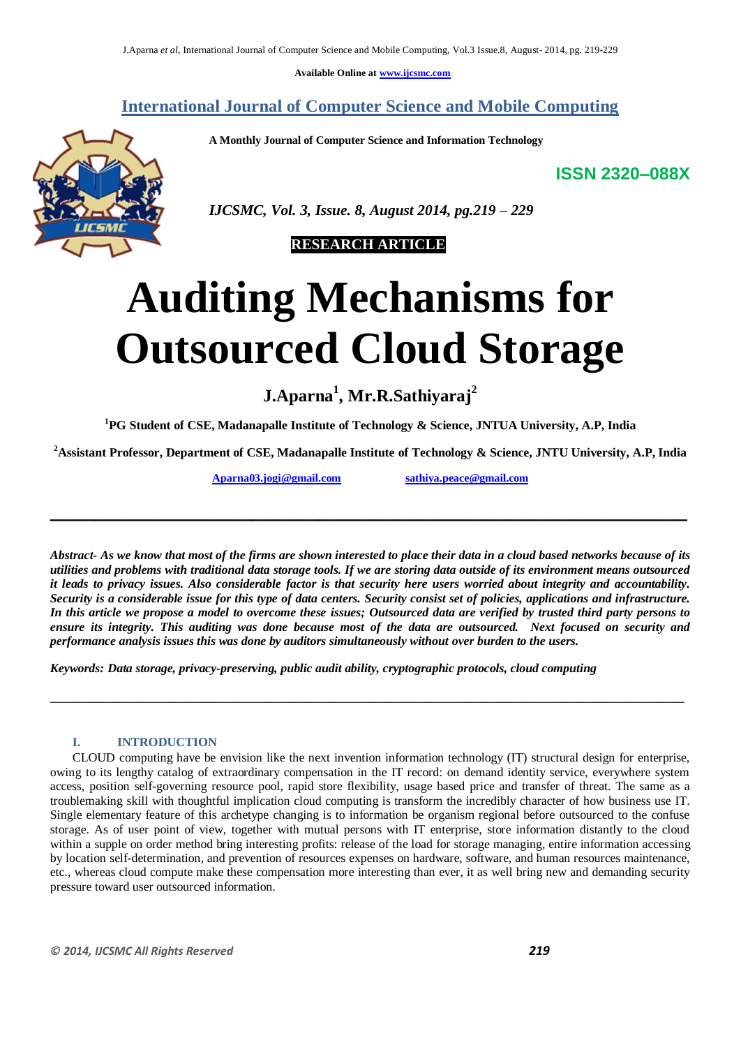Available Online at www.ijcsmc.com

# International Journal of Computer Science and Mobile Computing

A Monthly Journal of Computer Science and Information Technology

ISSN 2320–088X

*IJCSMC, Vol. 3, Issue. 8, August 2014, pg.219 – 229*

**RESEARCH ARTICLE**

# Auditing Mechanisms for Outsourced Cloud Storage

**J.Aparna[1], Mr.R.Sathiyaraj[2]**

**[1]PG Student of CSE, Madanapalle Institute of Technology & Science, JNTUA University, A.P, India**

**[2]Assistant Professor, Department of CSE, Madanapalle Institute of Technology & Science, JNTU University, A.P, India**

Aparna03.jogi@gmail.com sathiya.peace@gmail.com

---

***Abstract-** As we know that most of the firms are shown interested to place their data in a cloud based networks because of its utilities and problems with traditional data storage tools. If we are storing data outside of its environment means outsourced it leads to privacy issues. Also considerable factor is that security here users worried about integrity and accountability. Security is a considerable issue for this type of data centers. Security consist set of policies, applications and infrastructure. In this article we propose a model to overcome these issues; Outsourced data are verified by trusted third party persons to ensure its integrity. This auditing was done because most of the data are outsourced. Next focused on security and performance analysis issues this was done by auditors simultaneously without over burden to the users.*

***Keywords:** Data storage, privacy-preserving, public audit ability, cryptographic protocols, cloud computing*

---

## I. INTRODUCTION

CLOUD computing have be envision like the next invention information technology (IT) structural design for enterprise, owing to its lengthy catalog of extraordinary compensation in the IT record: on demand identity service, everywhere system access, position self-governing resource pool, rapid store flexibility, usage based price and transfer of threat. The same as a troublemaking skill with thoughtful implication cloud computing is transform the incredibly character of how business use IT. Single elementary feature of this archetype changing is to information be organism regional before outsourced to the confuse storage. As of user point of view, together with mutual persons with IT enterprise, store information distantly to the cloud within a supple on order method bring interesting profits: release of the load for storage managing, entire information accessing by location self-determination, and prevention of resources expenses on hardware, software, and human resources maintenance, etc., whereas cloud compute make these compensation more interesting than ever, it as well bring new and demanding security pressure toward user outsourced information.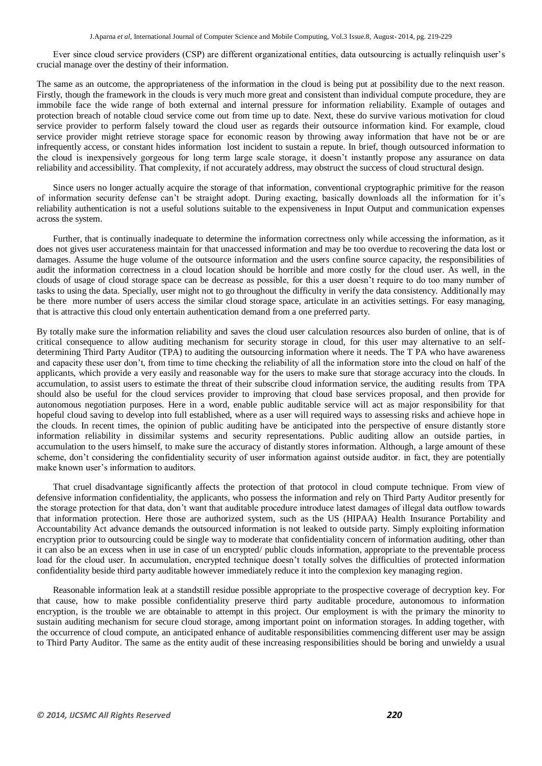Ever since cloud service providers (CSP) are different organizational entities, data outsourcing is actually relinquish user's crucial manage over the destiny of their information.

The same as an outcome, the appropriateness of the information in the cloud is being put at possibility due to the next reason. Firstly, though the framework in the clouds is very much more great and consistent than individual compute procedure, they are immobile face the wide range of both external and internal pressure for information reliability. Example of outages and protection breach of notable cloud service come out from time up to date. Next, these do survive various motivation for cloud service provider to perform falsely toward the cloud user as regards their outsource information kind. For example, cloud service provider might retrieve storage space for economic reason by throwing away information that have not be or are infrequently access, or constant hides information lost incident to sustain a repute. In brief, though outsourced information to the cloud is inexpensively gorgeous for long term large scale storage, it doesn't instantly propose any assurance on data reliability and accessibility. That complexity, if not accurately address, may obstruct the success of cloud structural design.

Since users no longer actually acquire the storage of that information, conventional cryptographic primitive for the reason of information security defense can't be straight adopt. During exacting, basically downloads all the information for it's reliability authentication is not a useful solutions suitable to the expensiveness in Input Output and communication expenses across the system.

Further, that is continually inadequate to determine the information correctness only while accessing the information, as it does not gives user accurateness maintain for that unaccessed information and may be too overdue to recovering the data lost or damages. Assume the huge volume of the outsource information and the users confine source capacity, the responsibilities of audit the information correctness in a cloud location should be horrible and more costly for the cloud user. As well, in the clouds of usage of cloud storage space can be decrease as possible, for this a user doesn't require to do too many number of tasks to using the data. Specially, user might not to go throughout the difficulty in verify the data consistency. Additionally may be there more number of users access the similar cloud storage space, articulate in an activities settings. For easy managing, that is attractive this cloud only entertain authentication demand from a one preferred party.

By totally make sure the information reliability and saves the cloud user calculation resources also burden of online, that is of critical consequence to allow auditing mechanism for security storage in cloud, for this user may alternative to an self-determining Third Party Auditor (TPA) to auditing the outsourcing information where it needs. The T PA who have awareness and capacity these user don't, from time to time checking the reliability of all the information store into the cloud on half of the applicants, which provide a very easily and reasonable way for the users to make sure that storage accuracy into the clouds. In accumulation, to assist users to estimate the threat of their subscribe cloud information service, the auditing results from TPA should also be useful for the cloud services provider to improving that cloud base services proposal, and then provide for autonomous negotiation purposes. Here in a word, enable public auditable service will act as major responsibility for that hopeful cloud saving to develop into full established, where as a user will required ways to assessing risks and achieve hope in the clouds. In recent times, the opinion of public auditing have be anticipated into the perspective of ensure distantly store information reliability in dissimilar systems and security representations. Public auditing allow an outside parties, in accumulation to the users himself, to make sure the accuracy of distantly stores information. Although, a large amount of these scheme, don't considering the confidentiality security of user information against outside auditor. in fact, they are potentially make known user's information to auditors.

That cruel disadvantage significantly affects the protection of that protocol in cloud compute technique. From view of defensive information confidentiality, the applicants, who possess the information and rely on Third Party Auditor presently for the storage protection for that data, don't want that auditable procedure introduce latest damages of illegal data outflow towards that information protection. Here those are authorized system, such as the US (HIPAA) Health Insurance Portability and Accountability Act advance demands the outsourced information is not leaked to outside party. Simply exploiting information encryption prior to outsourcing could be single way to moderate that confidentiality concern of information auditing, other than it can also be an excess when in use in case of un encrypted/ public clouds information, appropriate to the preventable process load for the cloud user. In accumulation, encrypted technique doesn't totally solves the difficulties of protected information confidentiality beside third party auditable however immediately reduce it into the complexion key managing region.

Reasonable information leak at a standstill residue possible appropriate to the prospective coverage of decryption key. For that cause, how to make possible confidentiality preserve third party auditable procedure, autonomous to information encryption, is the trouble we are obtainable to attempt in this project. Our employment is with the primary the minority to sustain auditing mechanism for secure cloud storage, among important point on information storages. In adding together, with the occurrence of cloud compute, an anticipated enhance of auditable responsibilities commencing different user may be assign to Third Party Auditor. The same as the entity audit of these increasing responsibilities should be boring and unwieldy a usual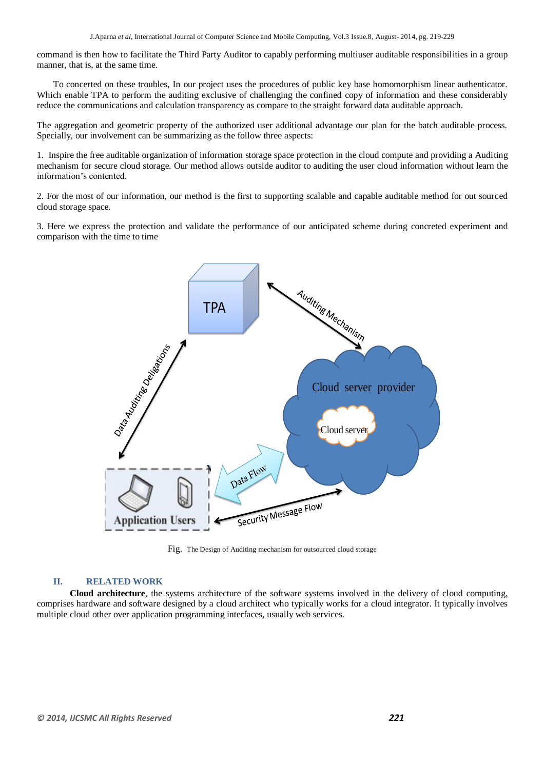command is then how to facilitate the Third Party Auditor to capably performing multiuser auditable responsibilities in a group manner, that is, at the same time.

To concerted on these troubles, In our project uses the procedures of public key base homomorphism linear authenticator. Which enable TPA to perform the auditing exclusive of challenging the confined copy of information and these considerably reduce the communications and calculation transparency as compare to the straight forward data auditable approach.

The aggregation and geometric property of the authorized user additional advantage our plan for the batch auditable process. Specially, our involvement can be summarizing as the follow three aspects:

1. Inspire the free auditable organization of information storage space protection in the cloud compute and providing a Auditing mechanism for secure cloud storage. Our method allows outside auditor to auditing the user cloud information without learn the information's contented.

2. For the most of our information, our method is the first to supporting scalable and capable auditable method for out sourced cloud storage space.

3. Here we express the protection and validate the performance of our anticipated scheme during concreted experiment and comparison with the time to time

Fig. The Design of Auditing mechanism for outsourced cloud storage

## II. RELATED WORK

**Cloud architecture**, the systems architecture of the software systems involved in the delivery of cloud computing, comprises hardware and software designed by a cloud architect who typically works for a cloud integrator. It typically involves multiple cloud other over application programming interfaces, usually web services.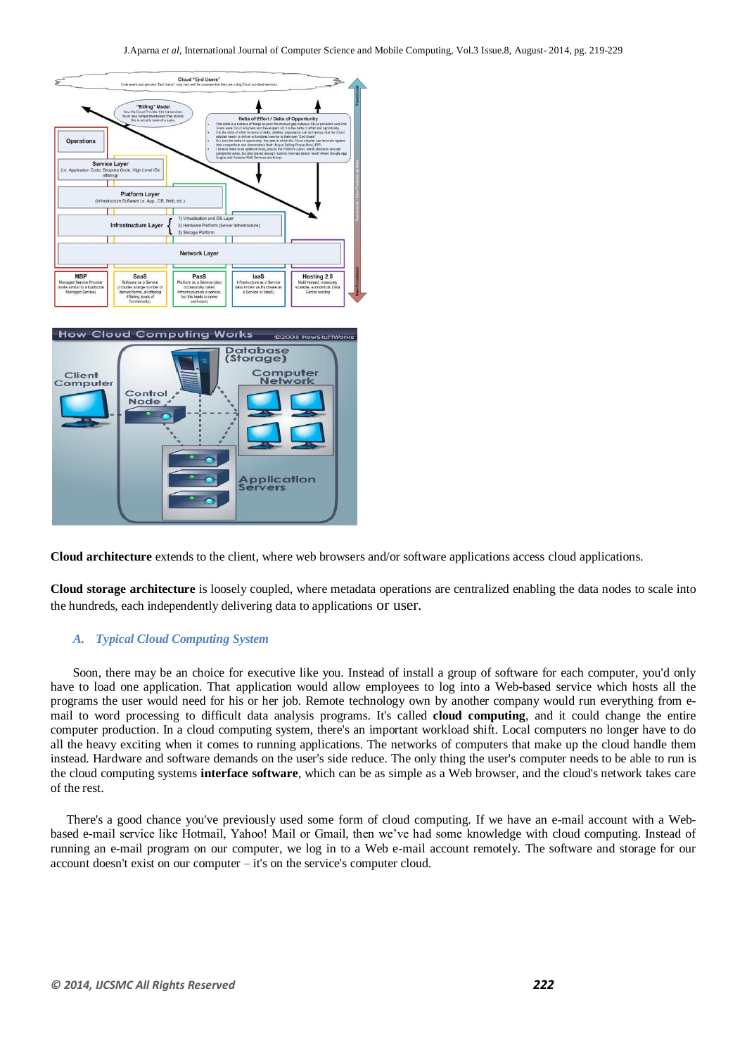**Cloud architecture** extends to the client, where web browsers and/or software applications access cloud applications.

**Cloud storage architecture** is loosely coupled, where metadata operations are centralized enabling the data nodes to scale into the hundreds, each independently delivering data to applications or user.

### *A. Typical Cloud Computing System*

Soon, there may be an choice for executive like you. Instead of install a group of software for each computer, you'd only have to load one application. That application would allow employees to log into a Web-based service which hosts all the programs the user would need for his or her job. Remote technology own by another company would run everything from e-mail to word processing to difficult data analysis programs. It's called **cloud computing**, and it could change the entire computer production. In a cloud computing system, there's an important workload shift. Local computers no longer have to do all the heavy exciting when it comes to running applications. The networks of computers that make up the cloud handle them instead. Hardware and software demands on the user's side reduce. The only thing the user's computer needs to be able to run is the cloud computing systems **interface software**, which can be as simple as a Web browser, and the cloud's network takes care of the rest.

There's a good chance you've previously used some form of cloud computing. If we have an e-mail account with a Web-based e-mail service like Hotmail, Yahoo! Mail or Gmail, then we've had some knowledge with cloud computing. Instead of running an e-mail program on our computer, we log in to a Web e-mail account remotely. The software and storage for our account doesn't exist on our computer – it's on the service's computer cloud.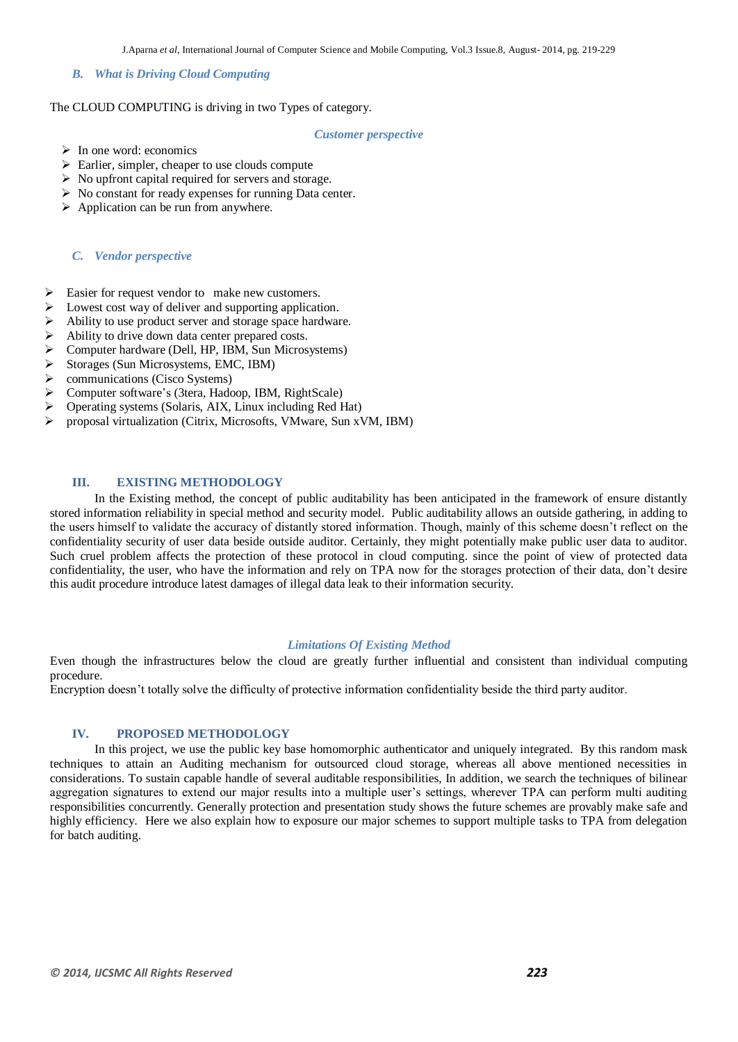### B. *What is Driving Cloud Computing*

The CLOUD COMPUTING is driving in two Types of category.

*Customer perspective*

- In one word: economics
- Earlier, simpler, cheaper to use clouds compute
- No upfront capital required for servers and storage.
- No constant for ready expenses for running Data center.
- Application can be run from anywhere.

### C. *Vendor perspective*

- Easier for request vendor to make new customers.
- Lowest cost way of deliver and supporting application.
- Ability to use product server and storage space hardware.
- Ability to drive down data center prepared costs.
- Computer hardware (Dell, HP, IBM, Sun Microsystems)
- Storages (Sun Microsystems, EMC, IBM)
- communications (Cisco Systems)
- Computer software's (3tera, Hadoop, IBM, RightScale)
- Operating systems (Solaris, AIX, Linux including Red Hat)
- proposal virtualization (Citrix, Microsofts, VMware, Sun xVM, IBM)

## III. EXISTING METHODOLOGY

In the Existing method, the concept of public auditability has been anticipated in the framework of ensure distantly stored information reliability in special method and security model. Public auditability allows an outside gathering, in adding to the users himself to validate the accuracy of distantly stored information. Though, mainly of this scheme doesn't reflect on the confidentiality security of user data beside outside auditor. Certainly, they might potentially make public user data to auditor. Such cruel problem affects the protection of these protocol in cloud computing. since the point of view of protected data confidentiality, the user, who have the information and rely on TPA now for the storages protection of their data, don't desire this audit procedure introduce latest damages of illegal data leak to their information security.

*Limitations Of Existing Method*

Even though the infrastructures below the cloud are greatly further influential and consistent than individual computing procedure.

Encryption doesn't totally solve the difficulty of protective information confidentiality beside the third party auditor.

## IV. PROPOSED METHODOLOGY

In this project, we use the public key base homomorphic authenticator and uniquely integrated. By this random mask techniques to attain an Auditing mechanism for outsourced cloud storage, whereas all above mentioned necessities in considerations. To sustain capable handle of several auditable responsibilities, In addition, we search the techniques of bilinear aggregation signatures to extend our major results into a multiple user's settings, wherever TPA can perform multi auditing responsibilities concurrently. Generally protection and presentation study shows the future schemes are provably make safe and highly efficiency. Here we also explain how to exposure our major schemes to support multiple tasks to TPA from delegation for batch auditing.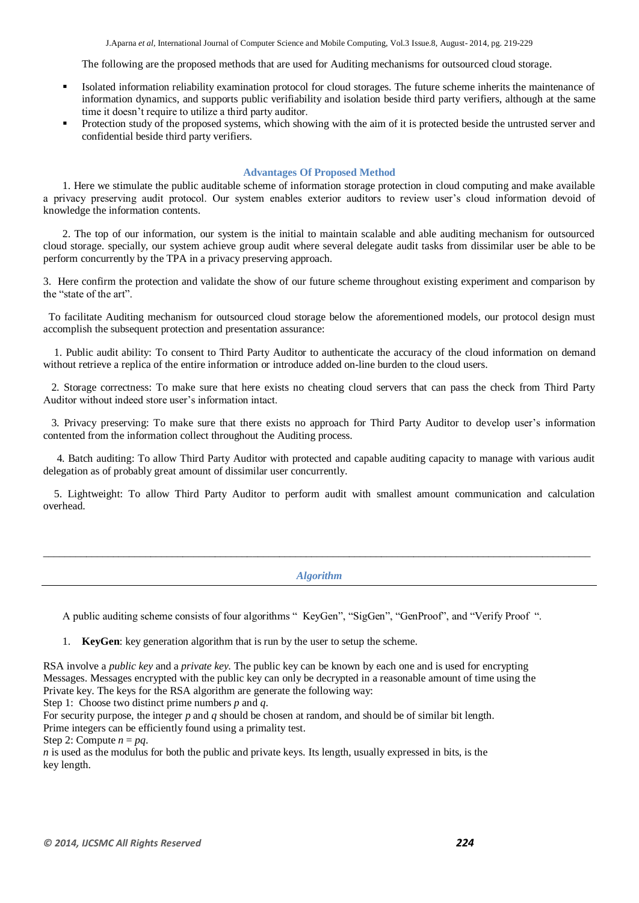The following are the proposed methods that are used for Auditing mechanisms for outsourced cloud storage.

- Isolated information reliability examination protocol for cloud storages. The future scheme inherits the maintenance of information dynamics, and supports public verifiability and isolation beside third party verifiers, although at the same time it doesn't require to utilize a third party auditor.
- Protection study of the proposed systems, which showing with the aim of it is protected beside the untrusted server and confidential beside third party verifiers.

### Advantages Of Proposed Method

1. Here we stimulate the public auditable scheme of information storage protection in cloud computing and make available a privacy preserving audit protocol. Our system enables exterior auditors to review user's cloud information devoid of knowledge the information contents.

2. The top of our information, our system is the initial to maintain scalable and able auditing mechanism for outsourced cloud storage. specially, our system achieve group audit where several delegate audit tasks from dissimilar user be able to be perform concurrently by the TPA in a privacy preserving approach.

3. Here confirm the protection and validate the show of our future scheme throughout existing experiment and comparison by the "state of the art".

To facilitate Auditing mechanism for outsourced cloud storage below the aforementioned models, our protocol design must accomplish the subsequent protection and presentation assurance:

1. Public audit ability: To consent to Third Party Auditor to authenticate the accuracy of the cloud information on demand without retrieve a replica of the entire information or introduce added on-line burden to the cloud users.

2. Storage correctness: To make sure that here exists no cheating cloud servers that can pass the check from Third Party Auditor without indeed store user's information intact.

3. Privacy preserving: To make sure that there exists no approach for Third Party Auditor to develop user's information contented from the information collect throughout the Auditing process.

4. Batch auditing: To allow Third Party Auditor with protected and capable auditing capacity to manage with various audit delegation as of probably great amount of dissimilar user concurrently.

5. Lightweight: To allow Third Party Auditor to perform audit with smallest amount communication and calculation overhead.

---

### *Algorithm*

A public auditing scheme consists of four algorithms " KeyGen", "SigGen", "GenProof", and "Verify Proof ".

1. **KeyGen**: key generation algorithm that is run by the user to setup the scheme.

RSA involve a *public key* and a *private key.* The public key can be known by each one and is used for encrypting Messages. Messages encrypted with the public key can only be decrypted in a reasonable amount of time using the Private key. The keys for the RSA algorithm are generate the following way:

Step 1: Choose two distinct prime numbers $p$ and $q$.

For security purpose, the integer $p$ and $q$ should be chosen at random, and should be of similar bit length.

Prime integers can be efficiently found using a primality test.

Step 2: Compute $n = pq$.

$n$ is used as the modulus for both the public and private keys. Its length, usually expressed in bits, is the key length.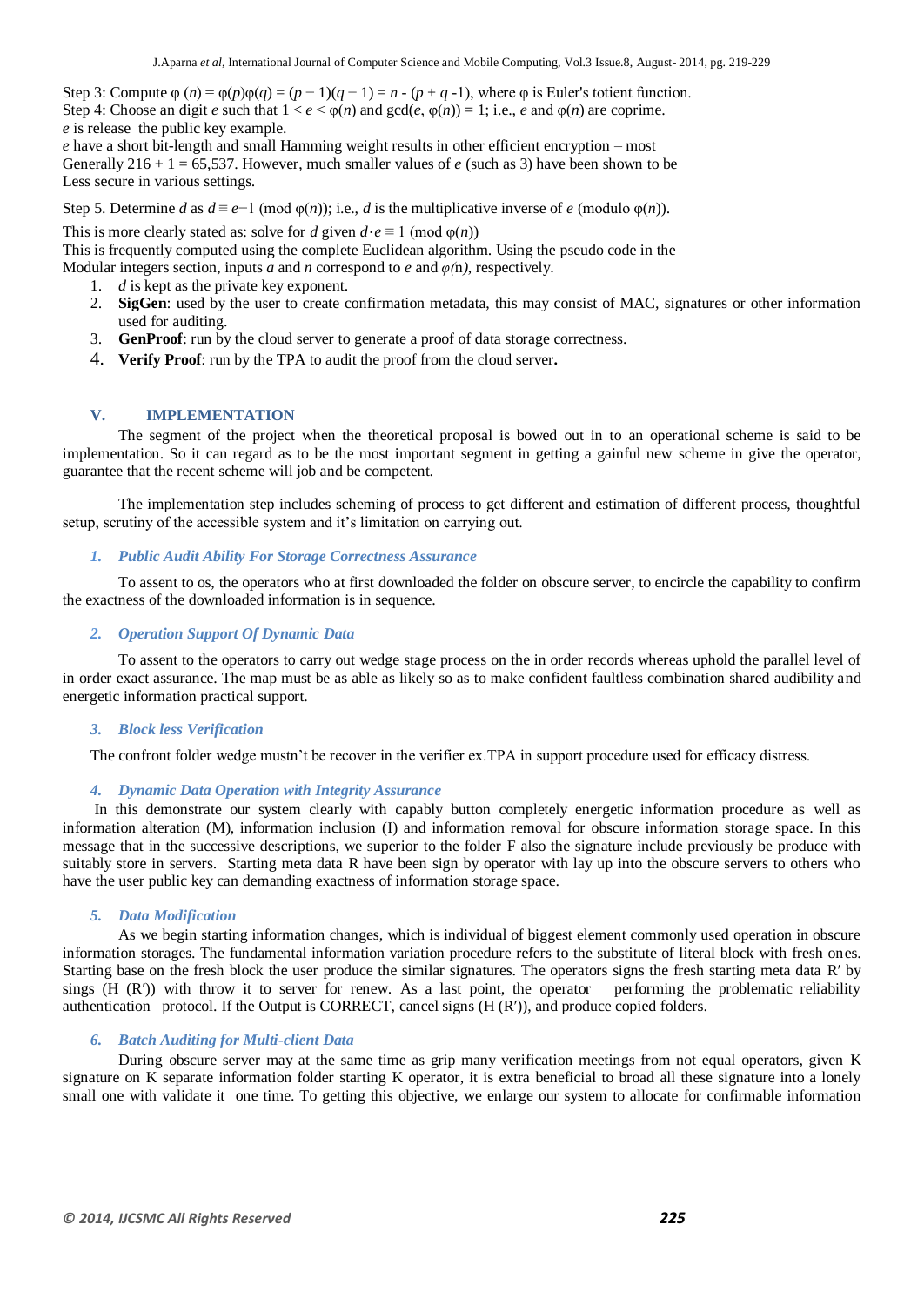Step 3: Compute $\varphi(n) = \varphi(p)\varphi(q) = (p - 1)(q - 1) = n - (p + q - 1)$, where φ is Euler's totient function.
Step 4: Choose an digit $e$ such that $1 < e < \varphi(n)$ and $\gcd(e, \varphi(n)) = 1$; i.e., $e$ and $\varphi(n)$ are coprime.
$e$ is release the public key example.
$e$ have a short bit-length and small Hamming weight results in other efficient encryption – most
Generally 216 + 1 = 65,537. However, much smaller values of $e$ (such as 3) have been shown to be
Less secure in various settings.

Step 5. Determine $d$ as $d \equiv e{-}1 \pmod{\varphi(n)}$; i.e., $d$ is the multiplicative inverse of $e$ (modulo $\varphi(n)$).

This is more clearly stated as: solve for $d$ given $d \cdot e \equiv 1 \pmod{\varphi(n)}$
This is frequently computed using the complete Euclidean algorithm. Using the pseudo code in the Modular integers section, inputs $a$ and $n$ correspond to $e$ and $\varphi(n)$, respectively.

1. $d$ is kept as the private key exponent.
2. **SigGen**: used by the user to create confirmation metadata, this may consist of MAC, signatures or other information used for auditing.
3. **GenProof**: run by the cloud server to generate a proof of data storage correctness.
4. **Verify Proof**: run by the TPA to audit the proof from the cloud server**.**

## V. IMPLEMENTATION

The segment of the project when the theoretical proposal is bowed out in to an operational scheme is said to be implementation. So it can regard as to be the most important segment in getting a gainful new scheme in give the operator, guarantee that the recent scheme will job and be competent.

The implementation step includes scheming of process to get different and estimation of different process, thoughtful setup, scrutiny of the accessible system and it's limitation on carrying out.

### *1. Public Audit Ability For Storage Correctness Assurance*

To assent to os, the operators who at first downloaded the folder on obscure server, to encircle the capability to confirm the exactness of the downloaded information is in sequence.

### *2. Operation Support Of Dynamic Data*

To assent to the operators to carry out wedge stage process on the in order records whereas uphold the parallel level of in order exact assurance. The map must be as able as likely so as to make confident faultless combination shared audibility and energetic information practical support.

### *3. Block less Verification*

The confront folder wedge mustn't be recover in the verifier ex.TPA in support procedure used for efficacy distress.

### *4. Dynamic Data Operation with Integrity Assurance*

In this demonstrate our system clearly with capably button completely energetic information procedure as well as information alteration (M), information inclusion (I) and information removal for obscure information storage space. In this message that in the successive descriptions, we superior to the folder F also the signature include previously be produce with suitably store in servers. Starting meta data R have been sign by operator with lay up into the obscure servers to others who have the user public key can demanding exactness of information storage space.

### *5. Data Modification*

As we begin starting information changes, which is individual of biggest element commonly used operation in obscure information storages. The fundamental information variation procedure refers to the substitute of literal block with fresh ones. Starting base on the fresh block the user produce the similar signatures. The operators signs the fresh starting meta data R′ by sings (H (R′)) with throw it to server for renew. As a last point, the operator performing the problematic reliability authentication protocol. If the Output is CORRECT, cancel signs (H (R′)), and produce copied folders.

### *6. Batch Auditing for Multi-client Data*

During obscure server may at the same time as grip many verification meetings from not equal operators, given K signature on K separate information folder starting K operator, it is extra beneficial to broad all these signature into a lonely small one with validate it one time. To getting this objective, we enlarge our system to allocate for confirmable information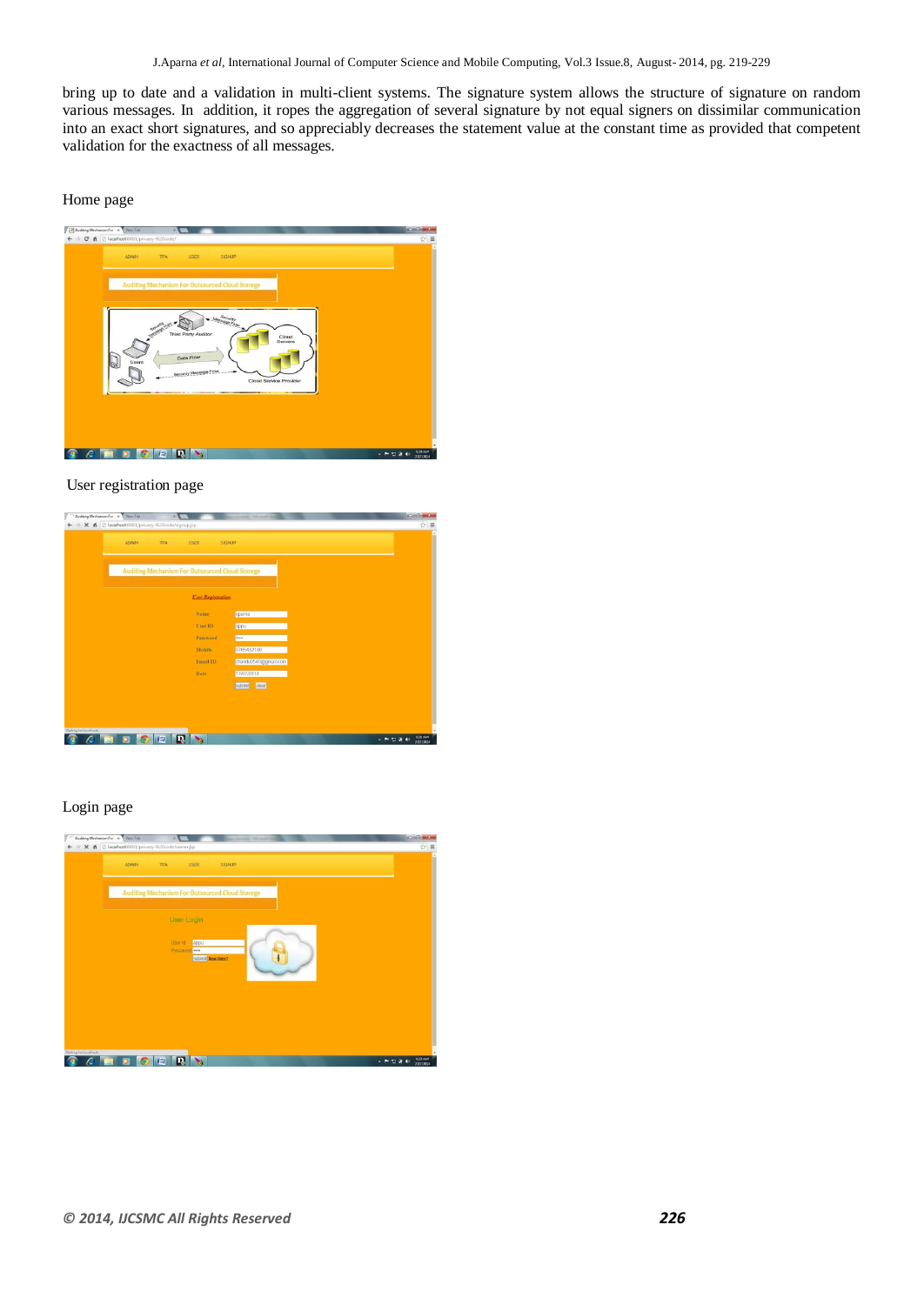bring up to date and a validation in multi-client systems. The signature system allows the structure of signature on random various messages. In addition, it ropes the aggregation of several signature by not equal signers on dissimilar communication into an exact short signatures, and so appreciably decreases the statement value at the constant time as provided that competent validation for the exactness of all messages.

Home page

User registration page

Login page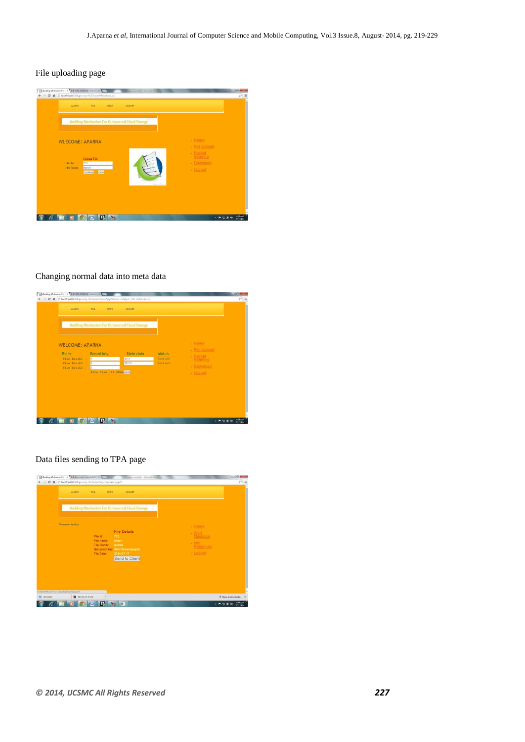File uploading page

Changing normal data into meta data

Data files sending to TPA page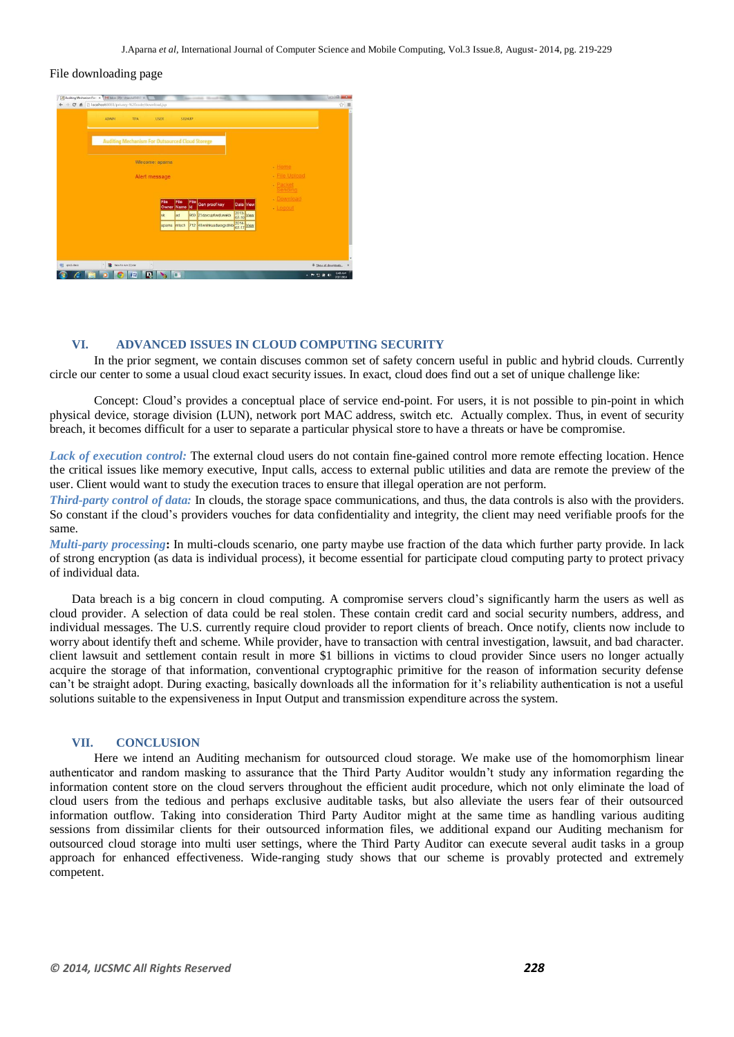File downloading page

## VI. ADVANCED ISSUES IN CLOUD COMPUTING SECURITY

In the prior segment, we contain discuses common set of safety concern useful in public and hybrid clouds. Currently circle our center to some a usual cloud exact security issues. In exact, cloud does find out a set of unique challenge like:

Concept: Cloud's provides a conceptual place of service end-point. For users, it is not possible to pin-point in which physical device, storage division (LUN), network port MAC address, switch etc. Actually complex. Thus, in event of security breach, it becomes difficult for a user to separate a particular physical store to have a threats or have be compromise.

*Lack of execution control:* The external cloud users do not contain fine-gained control more remote effecting location. Hence the critical issues like memory executive, Input calls, access to external public utilities and data are remote the preview of the user. Client would want to study the execution traces to ensure that illegal operation are not perform.

*Third-party control of data:* In clouds, the storage space communications, and thus, the data controls is also with the providers. So constant if the cloud's providers vouches for data confidentiality and integrity, the client may need verifiable proofs for the same.

*Multi-party processing*: In multi-clouds scenario, one party maybe use fraction of the data which further party provide. In lack of strong encryption (as data is individual process), it become essential for participate cloud computing party to protect privacy of individual data.

Data breach is a big concern in cloud computing. A compromise servers cloud's significantly harm the users as well as cloud provider. A selection of data could be real stolen. These contain credit card and social security numbers, address, and individual messages. The U.S. currently require cloud provider to report clients of breach. Once notify, clients now include to worry about identify theft and scheme. While provider, have to transaction with central investigation, lawsuit, and bad character. client lawsuit and settlement contain result in more $1 billions in victims to cloud provider Since users no longer actually acquire the storage of that information, conventional cryptographic primitive for the reason of information security defense can't be straight adopt. During exacting, basically downloads all the information for it's reliability authentication is not a useful solutions suitable to the expensiveness in Input Output and transmission expenditure across the system.

## VII. CONCLUSION

Here we intend an Auditing mechanism for outsourced cloud storage. We make use of the homomorphism linear authenticator and random masking to assurance that the Third Party Auditor wouldn't study any information regarding the information content store on the cloud servers throughout the efficient audit procedure, which not only eliminate the load of cloud users from the tedious and perhaps exclusive auditable tasks, but also alleviate the users fear of their outsourced information outflow. Taking into consideration Third Party Auditor might at the same time as handling various auditing sessions from dissimilar clients for their outsourced information files, we additional expand our Auditing mechanism for outsourced cloud storage into multi user settings, where the Third Party Auditor can execute several audit tasks in a group approach for enhanced effectiveness. Wide-ranging study shows that our scheme is provably protected and extremely competent.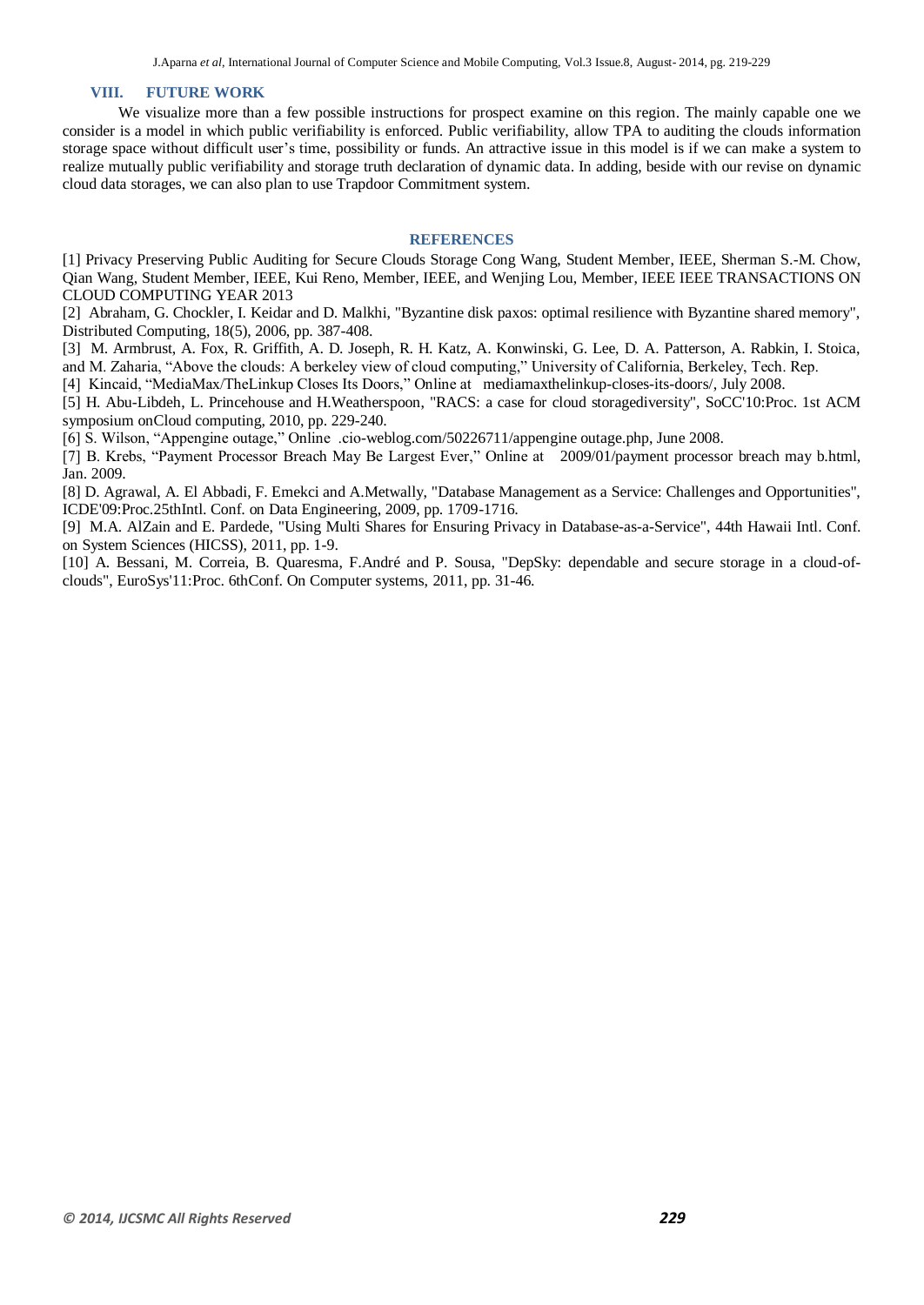## VIII. FUTURE WORK

We visualize more than a few possible instructions for prospect examine on this region. The mainly capable one we consider is a model in which public verifiability is enforced. Public verifiability, allow TPA to auditing the clouds information storage space without difficult user's time, possibility or funds. An attractive issue in this model is if we can make a system to realize mutually public verifiability and storage truth declaration of dynamic data. In adding, beside with our revise on dynamic cloud data storages, we can also plan to use Trapdoor Commitment system.

## REFERENCES

[1] Privacy Preserving Public Auditing for Secure Clouds Storage Cong Wang, Student Member, IEEE, Sherman S.-M. Chow, Qian Wang, Student Member, IEEE, Kui Reno, Member, IEEE, and Wenjing Lou, Member, IEEE IEEE TRANSACTIONS ON CLOUD COMPUTING YEAR 2013

[2] Abraham, G. Chockler, I. Keidar and D. Malkhi, "Byzantine disk paxos: optimal resilience with Byzantine shared memory", Distributed Computing, 18(5), 2006, pp. 387-408.

[3] M. Armbrust, A. Fox, R. Griffith, A. D. Joseph, R. H. Katz, A. Konwinski, G. Lee, D. A. Patterson, A. Rabkin, I. Stoica, and M. Zaharia, "Above the clouds: A berkeley view of cloud computing," University of California, Berkeley, Tech. Rep.

[4] Kincaid, "MediaMax/TheLinkup Closes Its Doors," Online at mediamaxthelinkup-closes-its-doors/, July 2008.

[5] H. Abu-Libdeh, L. Princehouse and H.Weatherspoon, "RACS: a case for cloud storagediversity", SoCC'10:Proc. 1st ACM symposium onCloud computing, 2010, pp. 229-240.

[6] S. Wilson, "Appengine outage," Online .cio-weblog.com/50226711/appengine outage.php, June 2008.

[7] B. Krebs, "Payment Processor Breach May Be Largest Ever," Online at 2009/01/payment processor breach may b.html, Jan. 2009.

[8] D. Agrawal, A. El Abbadi, F. Emekci and A.Metwally, "Database Management as a Service: Challenges and Opportunities", ICDE'09:Proc.25thIntl. Conf. on Data Engineering, 2009, pp. 1709-1716.

[9] M.A. AlZain and E. Pardede, "Using Multi Shares for Ensuring Privacy in Database-as-a-Service", 44th Hawaii Intl. Conf. on System Sciences (HICSS), 2011, pp. 1-9.

[10] A. Bessani, M. Correia, B. Quaresma, F.André and P. Sousa, "DepSky: dependable and secure storage in a cloud-of-clouds", EuroSys'11:Proc. 6thConf. On Computer systems, 2011, pp. 31-46.